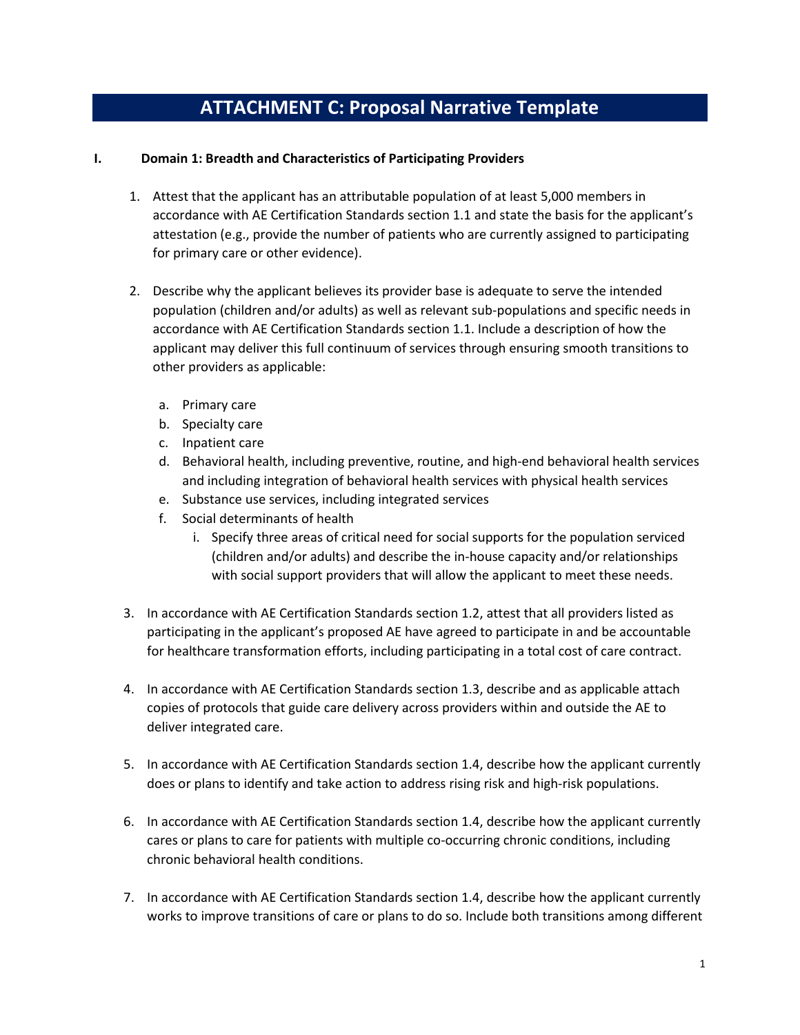# ATTACHMENT C: Proposal Narrative Template

## I. Domain 1: Breadth and Characteristics of Participating Providers

1. Attest that the applicant has an attributable population of at least 5,000 members in accordance with AE Certification Standards section 1.1 and state the basis for the applicant's attestation (e.g., provide the number of patients who are currently assigned to participating for primary care or other evidence).

2. Describe why the applicant believes its provider base is adequate to serve the intended population (children and/or adults) as well as relevant sub-populations and specific needs in accordance with AE Certification Standards section 1.1. Include a description of how the applicant may deliver this full continuum of services through ensuring smooth transitions to other providers as applicable:

   a. Primary care
   b. Specialty care
   c. Inpatient care
   d. Behavioral health, including preventive, routine, and high-end behavioral health services and including integration of behavioral health services with physical health services
   e. Substance use services, including integrated services
   f. Social determinants of health
      i. Specify three areas of critical need for social supports for the population serviced (children and/or adults) and describe the in-house capacity and/or relationships with social support providers that will allow the applicant to meet these needs.

3. In accordance with AE Certification Standards section 1.2, attest that all providers listed as participating in the applicant's proposed AE have agreed to participate in and be accountable for healthcare transformation efforts, including participating in a total cost of care contract.

4. In accordance with AE Certification Standards section 1.3, describe and as applicable attach copies of protocols that guide care delivery across providers within and outside the AE to deliver integrated care.

5. In accordance with AE Certification Standards section 1.4, describe how the applicant currently does or plans to identify and take action to address rising risk and high-risk populations.

6. In accordance with AE Certification Standards section 1.4, describe how the applicant currently cares or plans to care for patients with multiple co-occurring chronic conditions, including chronic behavioral health conditions.

7. In accordance with AE Certification Standards section 1.4, describe how the applicant currently works to improve transitions of care or plans to do so. Include both transitions among different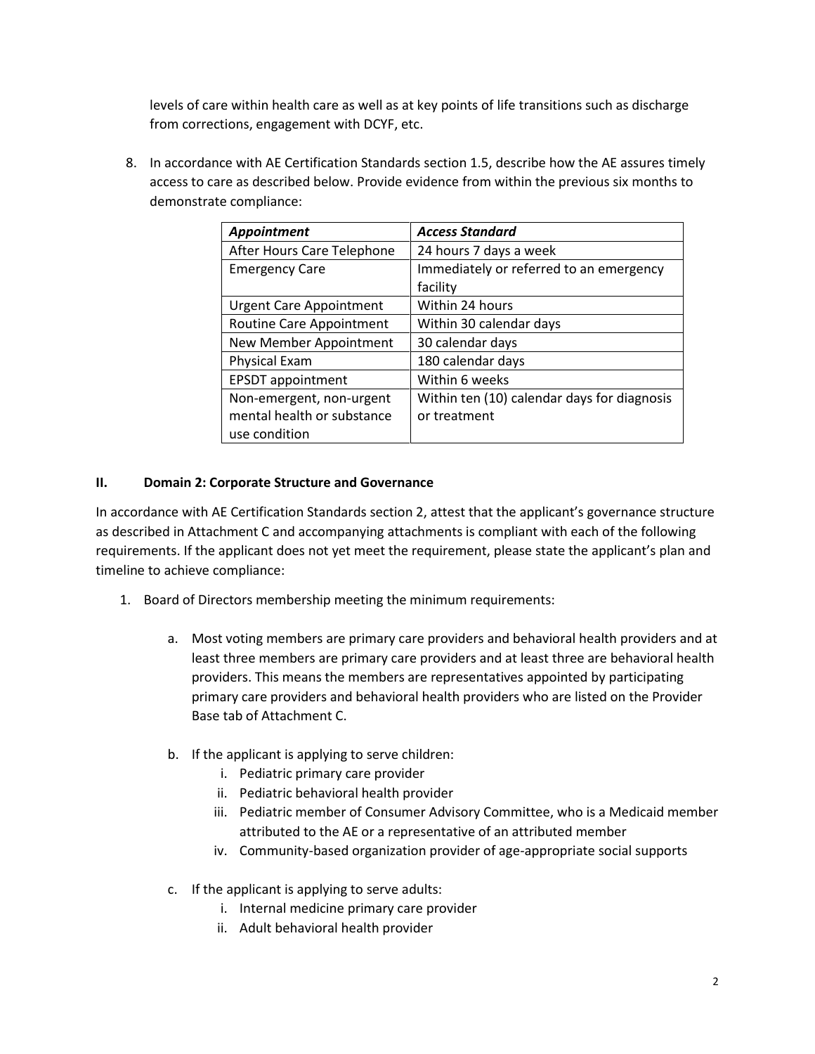levels of care within health care as well as at key points of life transitions such as discharge from corrections, engagement with DCYF, etc.

8. In accordance with AE Certification Standards section 1.5, describe how the AE assures timely access to care as described below. Provide evidence from within the previous six months to demonstrate compliance:

| ***Appointment*** | ***Access Standard*** |
|---|---|
| After Hours Care Telephone | 24 hours 7 days a week |
| Emergency Care | Immediately or referred to an emergency facility |
| Urgent Care Appointment | Within 24 hours |
| Routine Care Appointment | Within 30 calendar days |
| New Member Appointment | 30 calendar days |
| Physical Exam | 180 calendar days |
| EPSDT appointment | Within 6 weeks |
| Non-emergent, non-urgent mental health or substance use condition | Within ten (10) calendar days for diagnosis or treatment |

## II. Domain 2: Corporate Structure and Governance

In accordance with AE Certification Standards section 2, attest that the applicant's governance structure as described in Attachment C and accompanying attachments is compliant with each of the following requirements. If the applicant does not yet meet the requirement, please state the applicant's plan and timeline to achieve compliance:

1. Board of Directors membership meeting the minimum requirements:
    a. Most voting members are primary care providers and behavioral health providers and at least three members are primary care providers and at least three are behavioral health providers. This means the members are representatives appointed by participating primary care providers and behavioral health providers who are listed on the Provider Base tab of Attachment C.
    b. If the applicant is applying to serve children:
        i. Pediatric primary care provider
        ii. Pediatric behavioral health provider
        iii. Pediatric member of Consumer Advisory Committee, who is a Medicaid member attributed to the AE or a representative of an attributed member
        iv. Community-based organization provider of age-appropriate social supports
    c. If the applicant is applying to serve adults:
        i. Internal medicine primary care provider
        ii. Adult behavioral health provider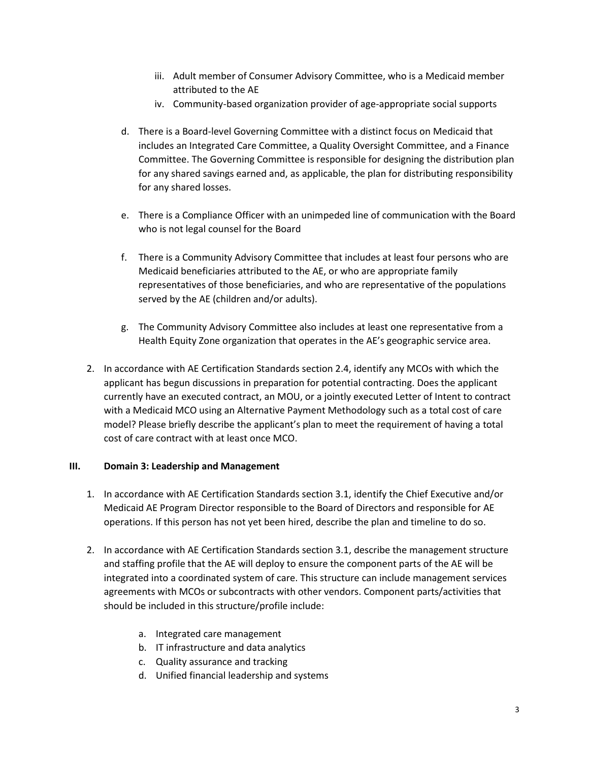- iii. Adult member of Consumer Advisory Committee, who is a Medicaid member attributed to the AE
   - iv. Community-based organization provider of age-appropriate social supports

d. There is a Board-level Governing Committee with a distinct focus on Medicaid that includes an Integrated Care Committee, a Quality Oversight Committee, and a Finance Committee. The Governing Committee is responsible for designing the distribution plan for any shared savings earned and, as applicable, the plan for distributing responsibility for any shared losses.

e. There is a Compliance Officer with an unimpeded line of communication with the Board who is not legal counsel for the Board

f. There is a Community Advisory Committee that includes at least four persons who are Medicaid beneficiaries attributed to the AE, or who are appropriate family representatives of those beneficiaries, and who are representative of the populations served by the AE (children and/or adults).

g. The Community Advisory Committee also includes at least one representative from a Health Equity Zone organization that operates in the AE's geographic service area.

2. In accordance with AE Certification Standards section 2.4, identify any MCOs with which the applicant has begun discussions in preparation for potential contracting. Does the applicant currently have an executed contract, an MOU, or a jointly executed Letter of Intent to contract with a Medicaid MCO using an Alternative Payment Methodology such as a total cost of care model? Please briefly describe the applicant's plan to meet the requirement of having a total cost of care contract with at least once MCO.

## III. Domain 3: Leadership and Management

1. In accordance with AE Certification Standards section 3.1, identify the Chief Executive and/or Medicaid AE Program Director responsible to the Board of Directors and responsible for AE operations. If this person has not yet been hired, describe the plan and timeline to do so.

2. In accordance with AE Certification Standards section 3.1, describe the management structure and staffing profile that the AE will deploy to ensure the component parts of the AE will be integrated into a coordinated system of care. This structure can include management services agreements with MCOs or subcontracts with other vendors. Component parts/activities that should be included in this structure/profile include:

   a. Integrated care management
   b. IT infrastructure and data analytics
   c. Quality assurance and tracking
   d. Unified financial leadership and systems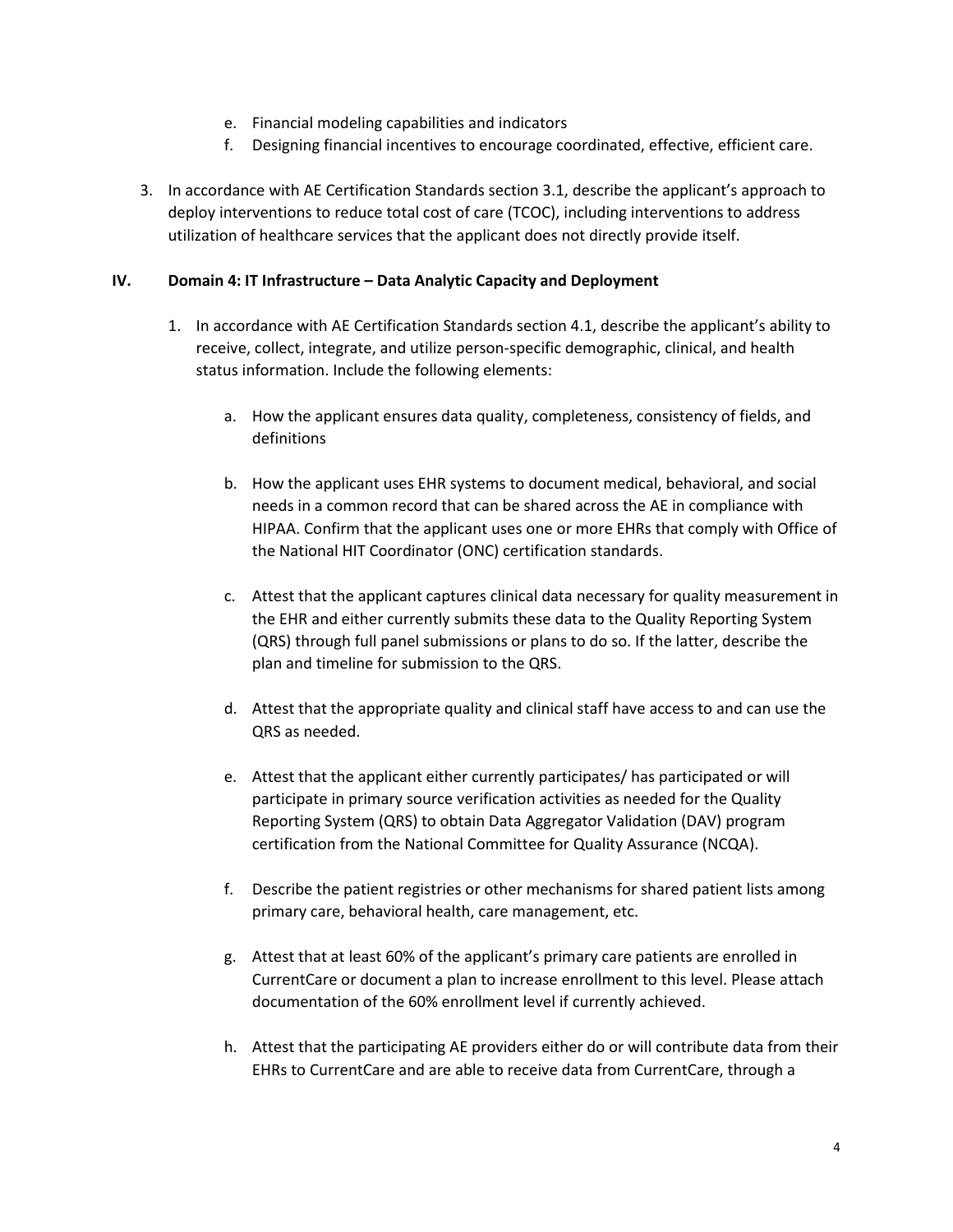e. Financial modeling capabilities and indicators
   f. Designing financial incentives to encourage coordinated, effective, efficient care.

3. In accordance with AE Certification Standards section 3.1, describe the applicant's approach to deploy interventions to reduce total cost of care (TCOC), including interventions to address utilization of healthcare services that the applicant does not directly provide itself.

## IV. Domain 4: IT Infrastructure – Data Analytic Capacity and Deployment

1. In accordance with AE Certification Standards section 4.1, describe the applicant's ability to receive, collect, integrate, and utilize person-specific demographic, clinical, and health status information. Include the following elements:

   a. How the applicant ensures data quality, completeness, consistency of fields, and definitions

   b. How the applicant uses EHR systems to document medical, behavioral, and social needs in a common record that can be shared across the AE in compliance with HIPAA. Confirm that the applicant uses one or more EHRs that comply with Office of the National HIT Coordinator (ONC) certification standards.

   c. Attest that the applicant captures clinical data necessary for quality measurement in the EHR and either currently submits these data to the Quality Reporting System (QRS) through full panel submissions or plans to do so. If the latter, describe the plan and timeline for submission to the QRS.

   d. Attest that the appropriate quality and clinical staff have access to and can use the QRS as needed.

   e. Attest that the applicant either currently participates/ has participated or will participate in primary source verification activities as needed for the Quality Reporting System (QRS) to obtain Data Aggregator Validation (DAV) program certification from the National Committee for Quality Assurance (NCQA).

   f. Describe the patient registries or other mechanisms for shared patient lists among primary care, behavioral health, care management, etc.

   g. Attest that at least 60% of the applicant's primary care patients are enrolled in CurrentCare or document a plan to increase enrollment to this level. Please attach documentation of the 60% enrollment level if currently achieved.

   h. Attest that the participating AE providers either do or will contribute data from their EHRs to CurrentCare and are able to receive data from CurrentCare, through a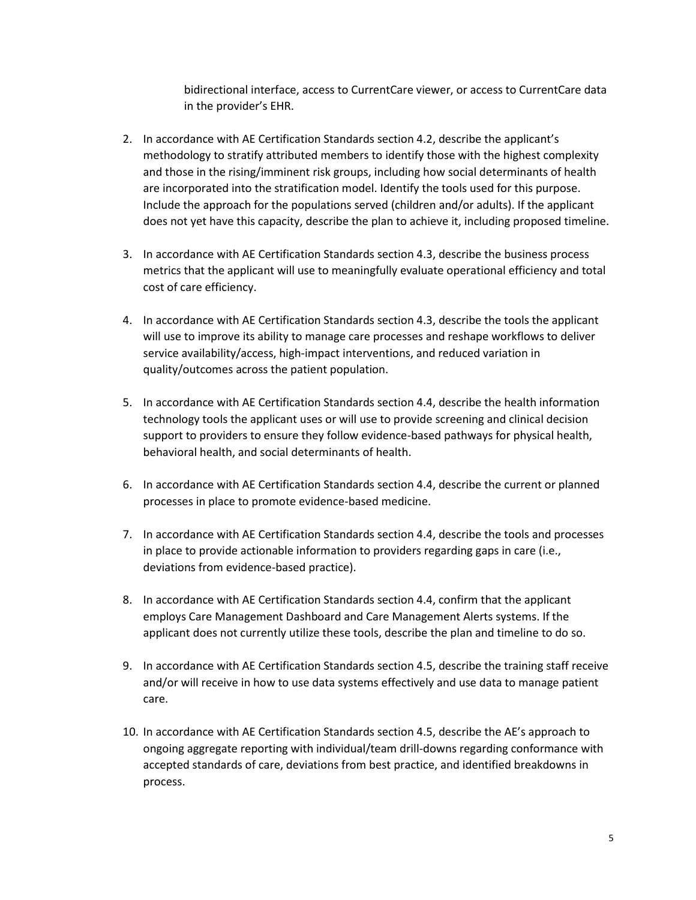bidirectional interface, access to CurrentCare viewer, or access to CurrentCare data in the provider's EHR.

2. In accordance with AE Certification Standards section 4.2, describe the applicant's methodology to stratify attributed members to identify those with the highest complexity and those in the rising/imminent risk groups, including how social determinants of health are incorporated into the stratification model. Identify the tools used for this purpose. Include the approach for the populations served (children and/or adults). If the applicant does not yet have this capacity, describe the plan to achieve it, including proposed timeline.

3. In accordance with AE Certification Standards section 4.3, describe the business process metrics that the applicant will use to meaningfully evaluate operational efficiency and total cost of care efficiency.

4. In accordance with AE Certification Standards section 4.3, describe the tools the applicant will use to improve its ability to manage care processes and reshape workflows to deliver service availability/access, high-impact interventions, and reduced variation in quality/outcomes across the patient population.

5. In accordance with AE Certification Standards section 4.4, describe the health information technology tools the applicant uses or will use to provide screening and clinical decision support to providers to ensure they follow evidence-based pathways for physical health, behavioral health, and social determinants of health.

6. In accordance with AE Certification Standards section 4.4, describe the current or planned processes in place to promote evidence-based medicine.

7. In accordance with AE Certification Standards section 4.4, describe the tools and processes in place to provide actionable information to providers regarding gaps in care (i.e., deviations from evidence-based practice).

8. In accordance with AE Certification Standards section 4.4, confirm that the applicant employs Care Management Dashboard and Care Management Alerts systems. If the applicant does not currently utilize these tools, describe the plan and timeline to do so.

9. In accordance with AE Certification Standards section 4.5, describe the training staff receive and/or will receive in how to use data systems effectively and use data to manage patient care.

10. In accordance with AE Certification Standards section 4.5, describe the AE's approach to ongoing aggregate reporting with individual/team drill-downs regarding conformance with accepted standards of care, deviations from best practice, and identified breakdowns in process.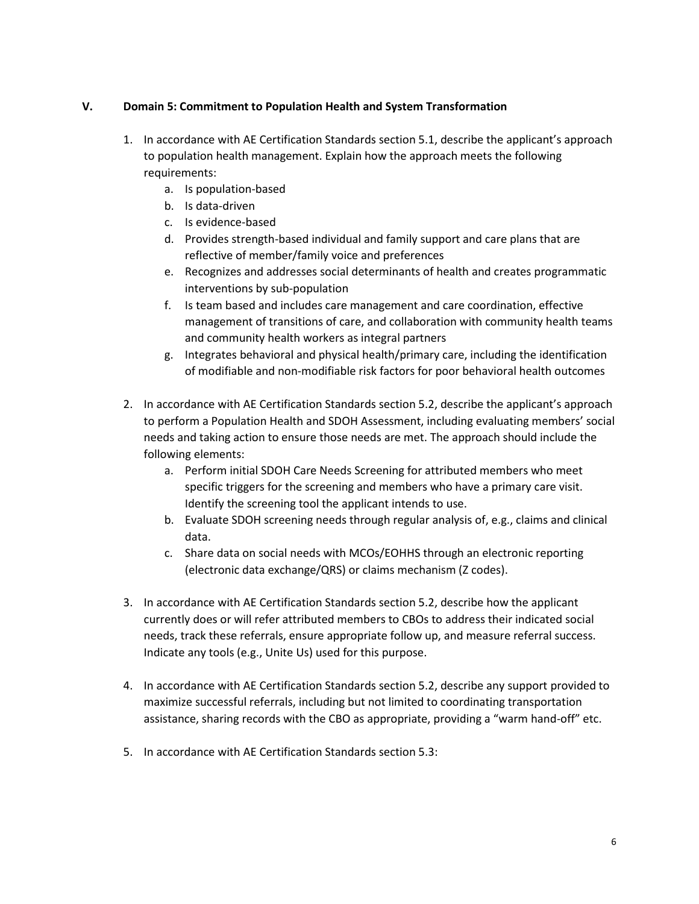## V. Domain 5: Commitment to Population Health and System Transformation

1. In accordance with AE Certification Standards section 5.1, describe the applicant's approach to population health management. Explain how the approach meets the following requirements:
   a. Is population-based
   b. Is data-driven
   c. Is evidence-based
   d. Provides strength-based individual and family support and care plans that are reflective of member/family voice and preferences
   e. Recognizes and addresses social determinants of health and creates programmatic interventions by sub-population
   f. Is team based and includes care management and care coordination, effective management of transitions of care, and collaboration with community health teams and community health workers as integral partners
   g. Integrates behavioral and physical health/primary care, including the identification of modifiable and non-modifiable risk factors for poor behavioral health outcomes

2. In accordance with AE Certification Standards section 5.2, describe the applicant's approach to perform a Population Health and SDOH Assessment, including evaluating members' social needs and taking action to ensure those needs are met. The approach should include the following elements:
   a. Perform initial SDOH Care Needs Screening for attributed members who meet specific triggers for the screening and members who have a primary care visit. Identify the screening tool the applicant intends to use.
   b. Evaluate SDOH screening needs through regular analysis of, e.g., claims and clinical data.
   c. Share data on social needs with MCOs/EOHHS through an electronic reporting (electronic data exchange/QRS) or claims mechanism (Z codes).

3. In accordance with AE Certification Standards section 5.2, describe how the applicant currently does or will refer attributed members to CBOs to address their indicated social needs, track these referrals, ensure appropriate follow up, and measure referral success. Indicate any tools (e.g., Unite Us) used for this purpose.

4. In accordance with AE Certification Standards section 5.2, describe any support provided to maximize successful referrals, including but not limited to coordinating transportation assistance, sharing records with the CBO as appropriate, providing a "warm hand-off" etc.

5. In accordance with AE Certification Standards section 5.3: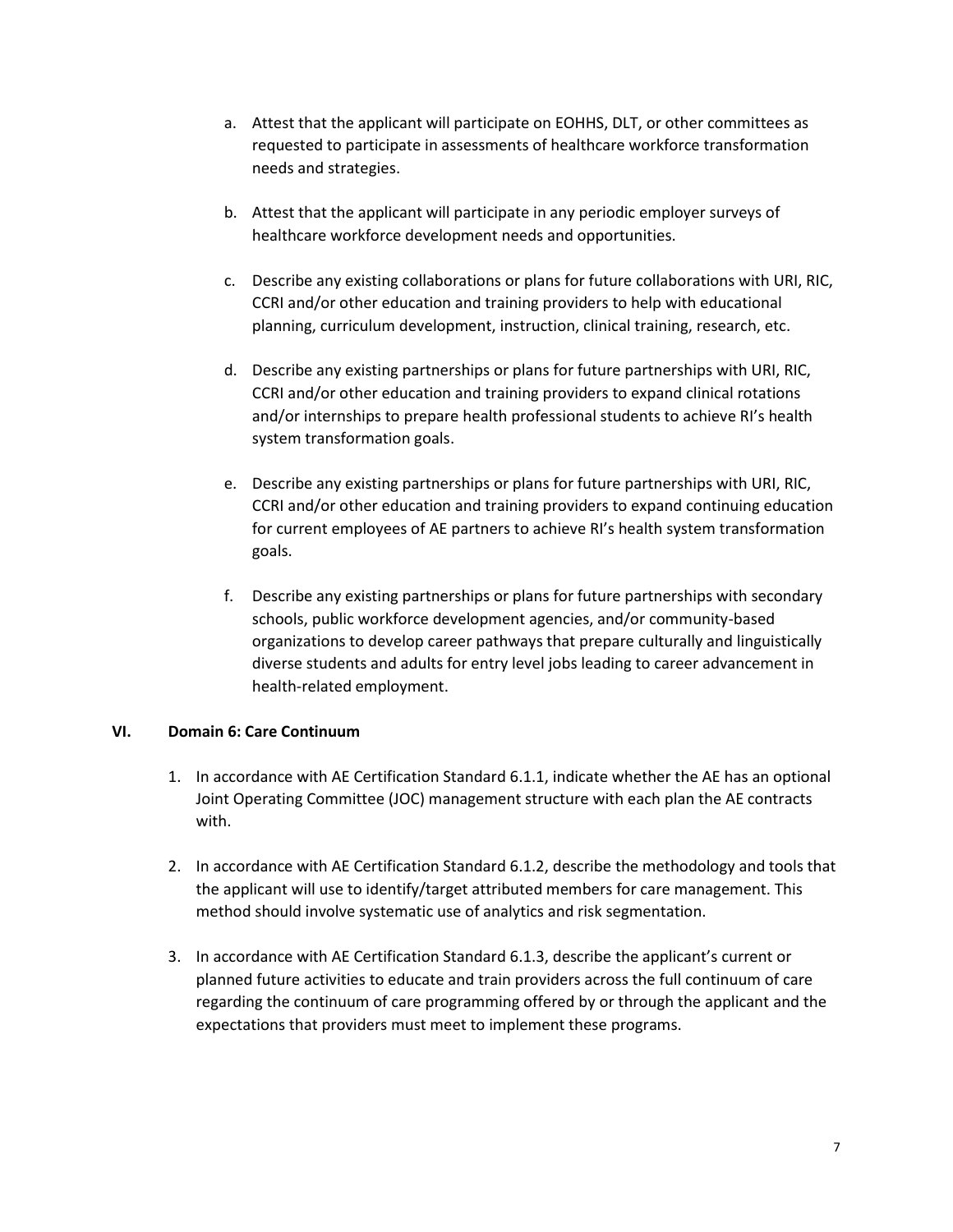a. Attest that the applicant will participate on EOHHS, DLT, or other committees as requested to participate in assessments of healthcare workforce transformation needs and strategies.

b. Attest that the applicant will participate in any periodic employer surveys of healthcare workforce development needs and opportunities.

c. Describe any existing collaborations or plans for future collaborations with URI, RIC, CCRI and/or other education and training providers to help with educational planning, curriculum development, instruction, clinical training, research, etc.

d. Describe any existing partnerships or plans for future partnerships with URI, RIC, CCRI and/or other education and training providers to expand clinical rotations and/or internships to prepare health professional students to achieve RI's health system transformation goals.

e. Describe any existing partnerships or plans for future partnerships with URI, RIC, CCRI and/or other education and training providers to expand continuing education for current employees of AE partners to achieve RI's health system transformation goals.

f. Describe any existing partnerships or plans for future partnerships with secondary schools, public workforce development agencies, and/or community-based organizations to develop career pathways that prepare culturally and linguistically diverse students and adults for entry level jobs leading to career advancement in health-related employment.

## VI. Domain 6: Care Continuum

1. In accordance with AE Certification Standard 6.1.1, indicate whether the AE has an optional Joint Operating Committee (JOC) management structure with each plan the AE contracts with.

2. In accordance with AE Certification Standard 6.1.2, describe the methodology and tools that the applicant will use to identify/target attributed members for care management. This method should involve systematic use of analytics and risk segmentation.

3. In accordance with AE Certification Standard 6.1.3, describe the applicant's current or planned future activities to educate and train providers across the full continuum of care regarding the continuum of care programming offered by or through the applicant and the expectations that providers must meet to implement these programs.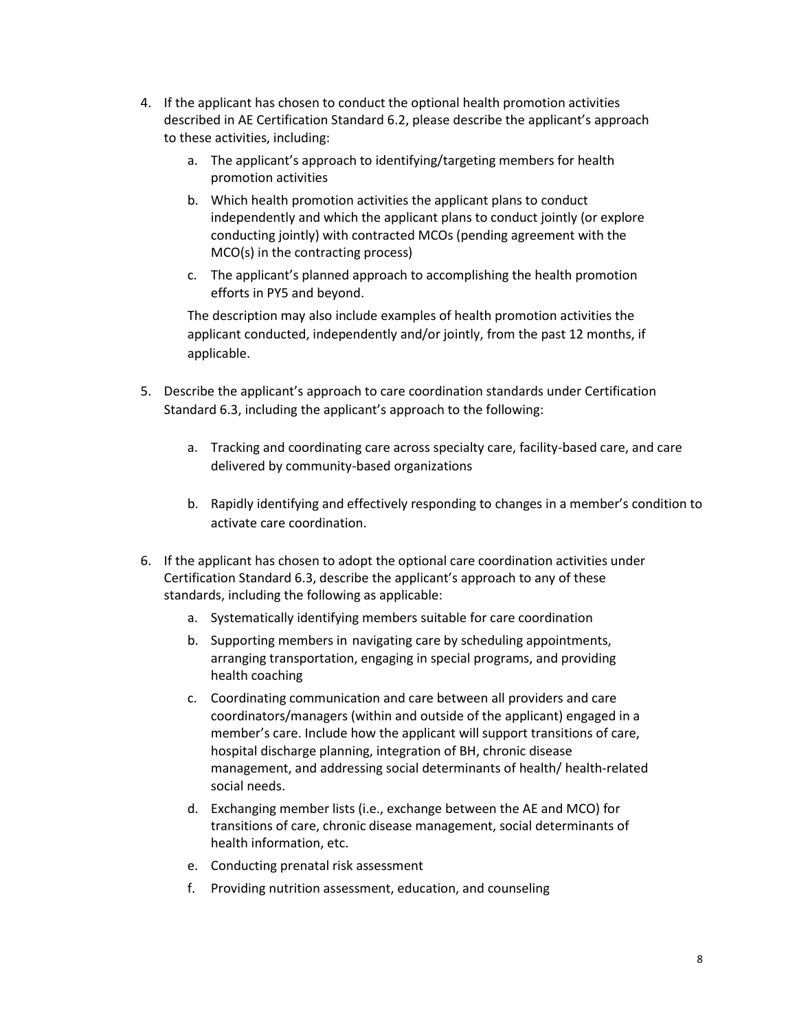4. If the applicant has chosen to conduct the optional health promotion activities described in AE Certification Standard 6.2, please describe the applicant's approach to these activities, including:
   a. The applicant's approach to identifying/targeting members for health promotion activities
   b. Which health promotion activities the applicant plans to conduct independently and which the applicant plans to conduct jointly (or explore conducting jointly) with contracted MCOs (pending agreement with the MCO(s) in the contracting process)
   c. The applicant's planned approach to accomplishing the health promotion efforts in PY5 and beyond.

   The description may also include examples of health promotion activities the applicant conducted, independently and/or jointly, from the past 12 months, if applicable.

5. Describe the applicant's approach to care coordination standards under Certification Standard 6.3, including the applicant's approach to the following:
   a. Tracking and coordinating care across specialty care, facility-based care, and care delivered by community-based organizations
   b. Rapidly identifying and effectively responding to changes in a member's condition to activate care coordination.

6. If the applicant has chosen to adopt the optional care coordination activities under Certification Standard 6.3, describe the applicant's approach to any of these standards, including the following as applicable:
   a. Systematically identifying members suitable for care coordination
   b. Supporting members in navigating care by scheduling appointments, arranging transportation, engaging in special programs, and providing health coaching
   c. Coordinating communication and care between all providers and care coordinators/managers (within and outside of the applicant) engaged in a member's care. Include how the applicant will support transitions of care, hospital discharge planning, integration of BH, chronic disease management, and addressing social determinants of health/ health-related social needs.
   d. Exchanging member lists (i.e., exchange between the AE and MCO) for transitions of care, chronic disease management, social determinants of health information, etc.
   e. Conducting prenatal risk assessment
   f. Providing nutrition assessment, education, and counseling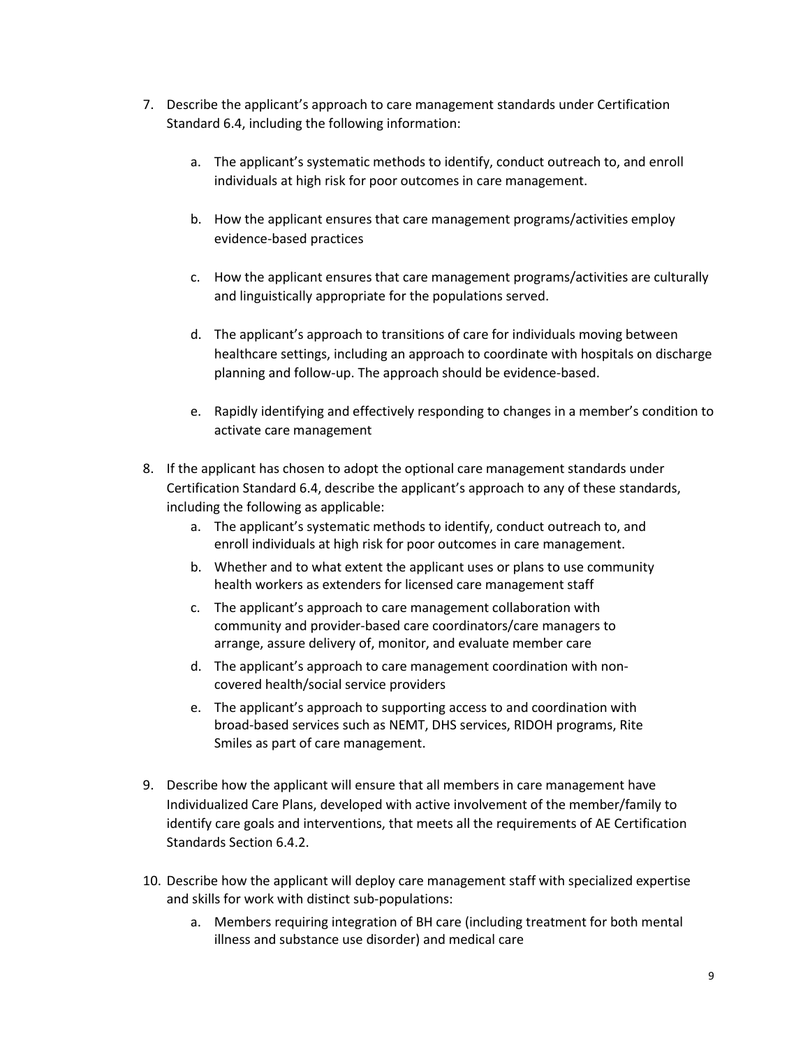7. Describe the applicant's approach to care management standards under Certification Standard 6.4, including the following information:

    a. The applicant's systematic methods to identify, conduct outreach to, and enroll individuals at high risk for poor outcomes in care management.

    b. How the applicant ensures that care management programs/activities employ evidence-based practices

    c. How the applicant ensures that care management programs/activities are culturally and linguistically appropriate for the populations served.

    d. The applicant's approach to transitions of care for individuals moving between healthcare settings, including an approach to coordinate with hospitals on discharge planning and follow-up. The approach should be evidence-based.

    e. Rapidly identifying and effectively responding to changes in a member's condition to activate care management

8. If the applicant has chosen to adopt the optional care management standards under Certification Standard 6.4, describe the applicant's approach to any of these standards, including the following as applicable:
    a. The applicant's systematic methods to identify, conduct outreach to, and enroll individuals at high risk for poor outcomes in care management.
    b. Whether and to what extent the applicant uses or plans to use community health workers as extenders for licensed care management staff
    c. The applicant's approach to care management collaboration with community and provider-based care coordinators/care managers to arrange, assure delivery of, monitor, and evaluate member care
    d. The applicant's approach to care management coordination with non-covered health/social service providers
    e. The applicant's approach to supporting access to and coordination with broad-based services such as NEMT, DHS services, RIDOH programs, Rite Smiles as part of care management.

9. Describe how the applicant will ensure that all members in care management have Individualized Care Plans, developed with active involvement of the member/family to identify care goals and interventions, that meets all the requirements of AE Certification Standards Section 6.4.2.

10. Describe how the applicant will deploy care management staff with specialized expertise and skills for work with distinct sub-populations:
    a. Members requiring integration of BH care (including treatment for both mental illness and substance use disorder) and medical care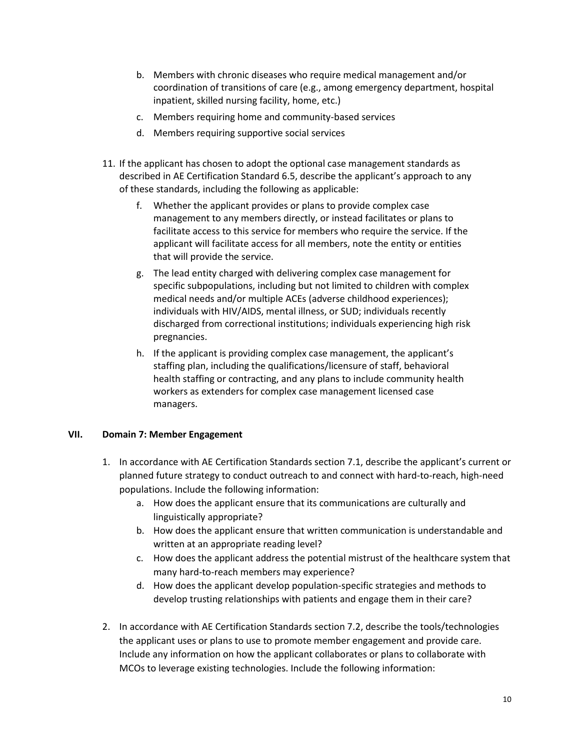b. Members with chronic diseases who require medical management and/or coordination of transitions of care (e.g., among emergency department, hospital inpatient, skilled nursing facility, home, etc.)
c. Members requiring home and community-based services
d. Members requiring supportive social services

11. If the applicant has chosen to adopt the optional case management standards as described in AE Certification Standard 6.5, describe the applicant's approach to any of these standards, including the following as applicable:
    f. Whether the applicant provides or plans to provide complex case management to any members directly, or instead facilitates or plans to facilitate access to this service for members who require the service. If the applicant will facilitate access for all members, note the entity or entities that will provide the service.
    g. The lead entity charged with delivering complex case management for specific subpopulations, including but not limited to children with complex medical needs and/or multiple ACEs (adverse childhood experiences); individuals with HIV/AIDS, mental illness, or SUD; individuals recently discharged from correctional institutions; individuals experiencing high risk pregnancies.
    h. If the applicant is providing complex case management, the applicant's staffing plan, including the qualifications/licensure of staff, behavioral health staffing or contracting, and any plans to include community health workers as extenders for complex case management licensed case managers.

## VII. Domain 7: Member Engagement

1. In accordance with AE Certification Standards section 7.1, describe the applicant's current or planned future strategy to conduct outreach to and connect with hard-to-reach, high-need populations. Include the following information:
    a. How does the applicant ensure that its communications are culturally and linguistically appropriate?
    b. How does the applicant ensure that written communication is understandable and written at an appropriate reading level?
    c. How does the applicant address the potential mistrust of the healthcare system that many hard-to-reach members may experience?
    d. How does the applicant develop population-specific strategies and methods to develop trusting relationships with patients and engage them in their care?

2. In accordance with AE Certification Standards section 7.2, describe the tools/technologies the applicant uses or plans to use to promote member engagement and provide care. Include any information on how the applicant collaborates or plans to collaborate with MCOs to leverage existing technologies. Include the following information: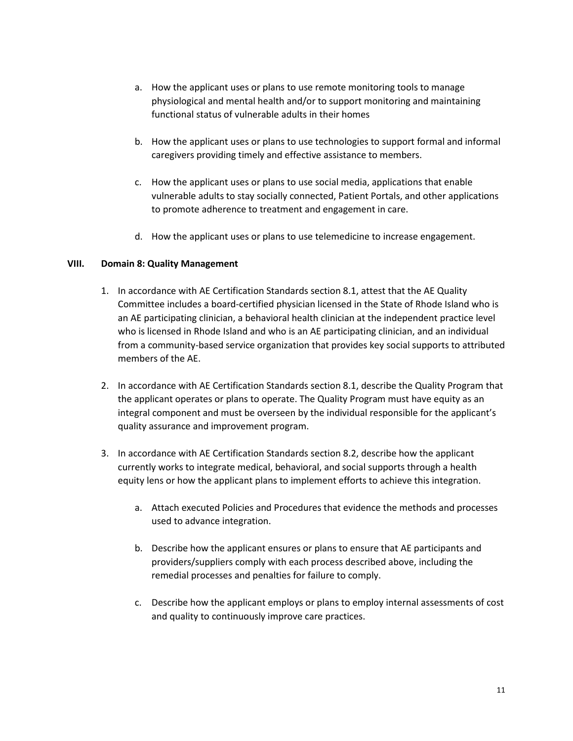a. How the applicant uses or plans to use remote monitoring tools to manage physiological and mental health and/or to support monitoring and maintaining functional status of vulnerable adults in their homes

b. How the applicant uses or plans to use technologies to support formal and informal caregivers providing timely and effective assistance to members.

c. How the applicant uses or plans to use social media, applications that enable vulnerable adults to stay socially connected, Patient Portals, and other applications to promote adherence to treatment and engagement in care.

d. How the applicant uses or plans to use telemedicine to increase engagement.

## VIII. Domain 8: Quality Management

1. In accordance with AE Certification Standards section 8.1, attest that the AE Quality Committee includes a board-certified physician licensed in the State of Rhode Island who is an AE participating clinician, a behavioral health clinician at the independent practice level who is licensed in Rhode Island and who is an AE participating clinician, and an individual from a community-based service organization that provides key social supports to attributed members of the AE.

2. In accordance with AE Certification Standards section 8.1, describe the Quality Program that the applicant operates or plans to operate. The Quality Program must have equity as an integral component and must be overseen by the individual responsible for the applicant's quality assurance and improvement program.

3. In accordance with AE Certification Standards section 8.2, describe how the applicant currently works to integrate medical, behavioral, and social supports through a health equity lens or how the applicant plans to implement efforts to achieve this integration.

   a. Attach executed Policies and Procedures that evidence the methods and processes used to advance integration.

   b. Describe how the applicant ensures or plans to ensure that AE participants and providers/suppliers comply with each process described above, including the remedial processes and penalties for failure to comply.

   c. Describe how the applicant employs or plans to employ internal assessments of cost and quality to continuously improve care practices.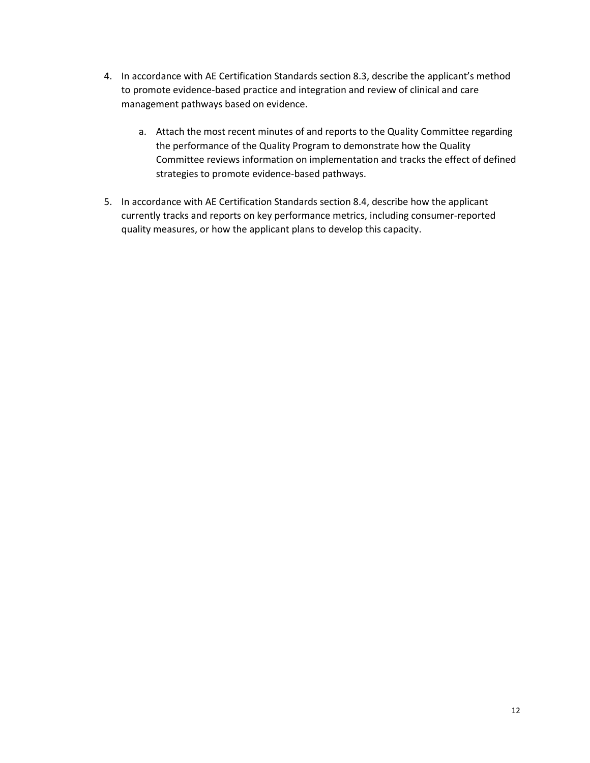4. In accordance with AE Certification Standards section 8.3, describe the applicant's method to promote evidence-based practice and integration and review of clinical and care management pathways based on evidence.

    a. Attach the most recent minutes of and reports to the Quality Committee regarding the performance of the Quality Program to demonstrate how the Quality Committee reviews information on implementation and tracks the effect of defined strategies to promote evidence-based pathways.

5. In accordance with AE Certification Standards section 8.4, describe how the applicant currently tracks and reports on key performance metrics, including consumer-reported quality measures, or how the applicant plans to develop this capacity.